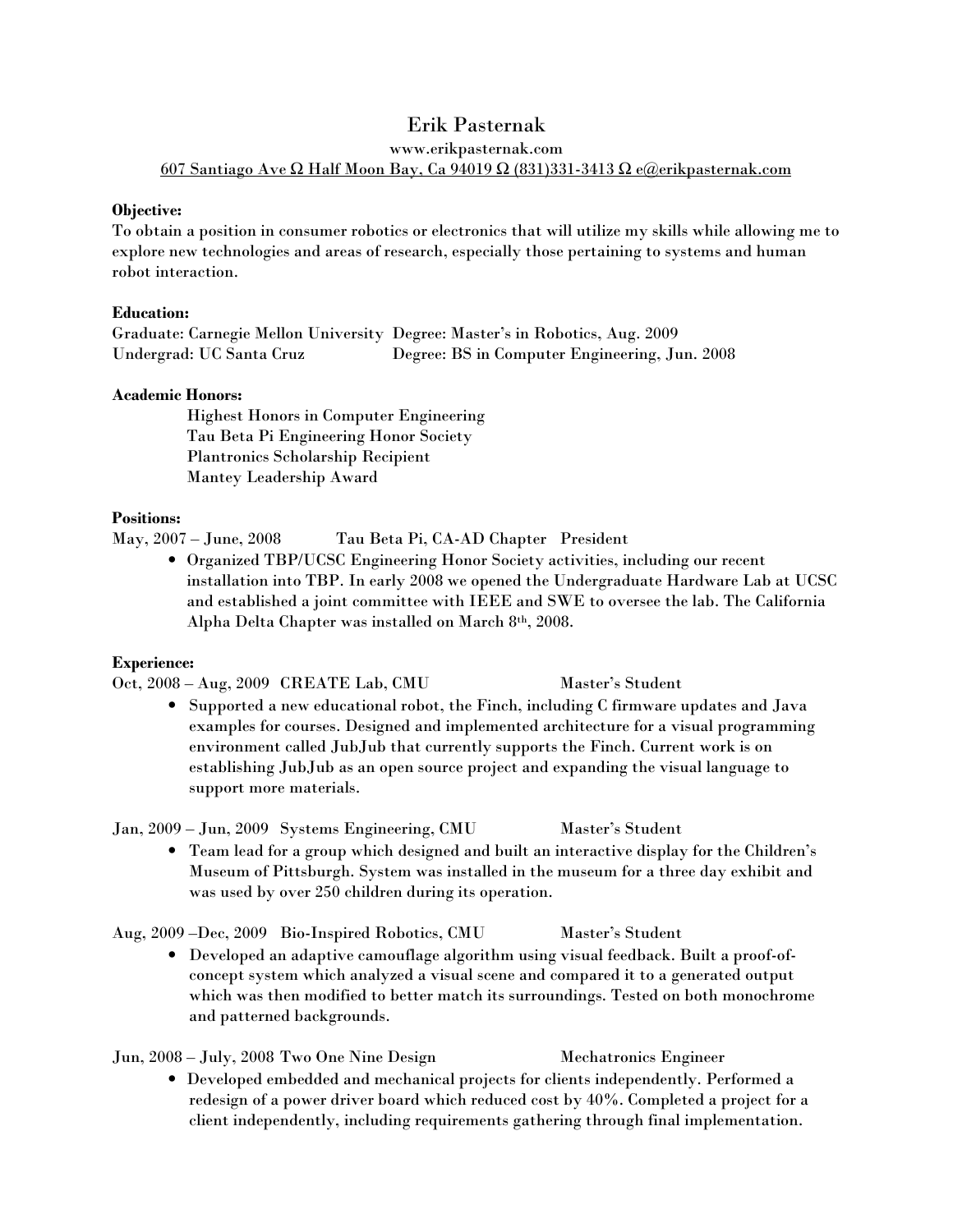# Erik Pasternak

www.erikpasternak.com

607 Santiago Ave Ω Half Moon Bay, Ca 94019 Ω (831)331-3413 Ω e@erikpasternak.com

**Objective:**

To obtain a position in consumer robotics or electronics that will utilize my skills while allowing me to explore new technologies and areas of research, especially those pertaining to systems and human robot interaction.

**Education:**

Graduate: Carnegie Mellon University Degree: Master's in Robotics, Aug. 2009
Undergrad: UC Santa Cruz Degree: BS in Computer Engineering, Jun. 2008

**Academic Honors:**

Highest Honors in Computer Engineering
Tau Beta Pi Engineering Honor Society
Plantronics Scholarship Recipient
Mantey Leadership Award

**Positions:**

May, 2007 – June, 2008 Tau Beta Pi, CA-AD Chapter President

- Organized TBP/UCSC Engineering Honor Society activities, including our recent installation into TBP. In early 2008 we opened the Undergraduate Hardware Lab at UCSC and established a joint committee with IEEE and SWE to oversee the lab. The California Alpha Delta Chapter was installed on March 8th, 2008.

**Experience:**

Oct, 2008 – Aug, 2009 CREATE Lab, CMU Master's Student

- Supported a new educational robot, the Finch, including C firmware updates and Java examples for courses. Designed and implemented architecture for a visual programming environment called JubJub that currently supports the Finch. Current work is on establishing JubJub as an open source project and expanding the visual language to support more materials.

Jan, 2009 – Jun, 2009 Systems Engineering, CMU Master's Student

- Team lead for a group which designed and built an interactive display for the Children's Museum of Pittsburgh. System was installed in the museum for a three day exhibit and was used by over 250 children during its operation.

Aug, 2009 –Dec, 2009 Bio-Inspired Robotics, CMU Master's Student

- Developed an adaptive camouflage algorithm using visual feedback. Built a proof-of-concept system which analyzed a visual scene and compared it to a generated output which was then modified to better match its surroundings. Tested on both monochrome and patterned backgrounds.

Jun, 2008 – July, 2008 Two One Nine Design Mechatronics Engineer

- Developed embedded and mechanical projects for clients independently. Performed a redesign of a power driver board which reduced cost by 40%. Completed a project for a client independently, including requirements gathering through final implementation.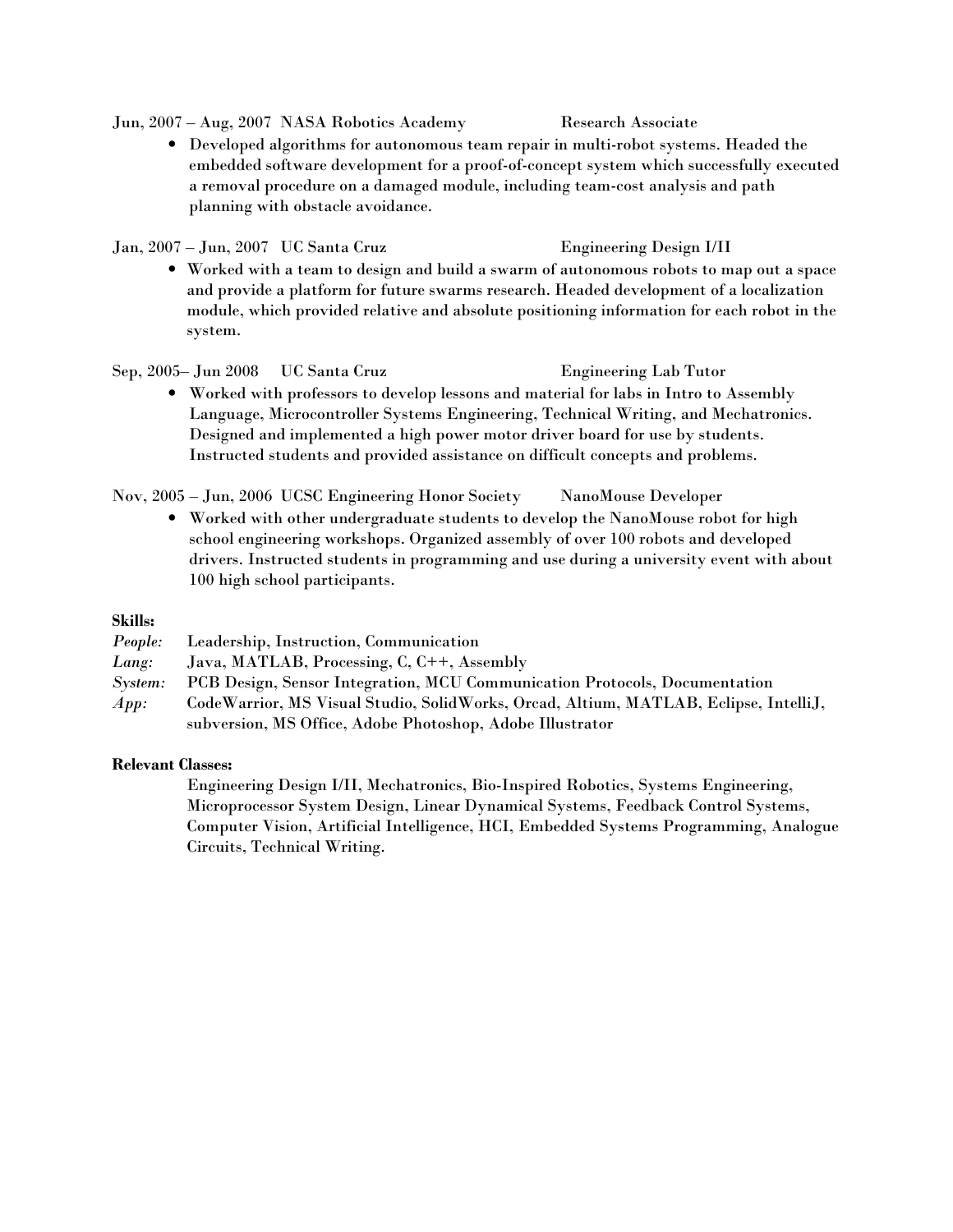Jun, 2007 – Aug, 2007 NASA Robotics Academy Research Associate

- Developed algorithms for autonomous team repair in multi-robot systems. Headed the embedded software development for a proof-of-concept system which successfully executed a removal procedure on a damaged module, including team-cost analysis and path planning with obstacle avoidance.

Jan, 2007 – Jun, 2007 UC Santa Cruz Engineering Design I/II

- Worked with a team to design and build a swarm of autonomous robots to map out a space and provide a platform for future swarms research. Headed development of a localization module, which provided relative and absolute positioning information for each robot in the system.

Sep, 2005– Jun 2008 UC Santa Cruz Engineering Lab Tutor

- Worked with professors to develop lessons and material for labs in Intro to Assembly Language, Microcontroller Systems Engineering, Technical Writing, and Mechatronics. Designed and implemented a high power motor driver board for use by students. Instructed students and provided assistance on difficult concepts and problems.

Nov, 2005 – Jun, 2006 UCSC Engineering Honor Society NanoMouse Developer

- Worked with other undergraduate students to develop the NanoMouse robot for high school engineering workshops. Organized assembly of over 100 robots and developed drivers. Instructed students in programming and use during a university event with about 100 high school participants.

**Skills:**

*People:* Leadership, Instruction, Communication
*Lang:* Java, MATLAB, Processing, C, C++, Assembly
*System:* PCB Design, Sensor Integration, MCU Communication Protocols, Documentation
*App:* CodeWarrior, MS Visual Studio, SolidWorks, Orcad, Altium, MATLAB, Eclipse, IntelliJ, subversion, MS Office, Adobe Photoshop, Adobe Illustrator

**Relevant Classes:**

Engineering Design I/II, Mechatronics, Bio-Inspired Robotics, Systems Engineering, Microprocessor System Design, Linear Dynamical Systems, Feedback Control Systems, Computer Vision, Artificial Intelligence, HCI, Embedded Systems Programming, Analogue Circuits, Technical Writing.